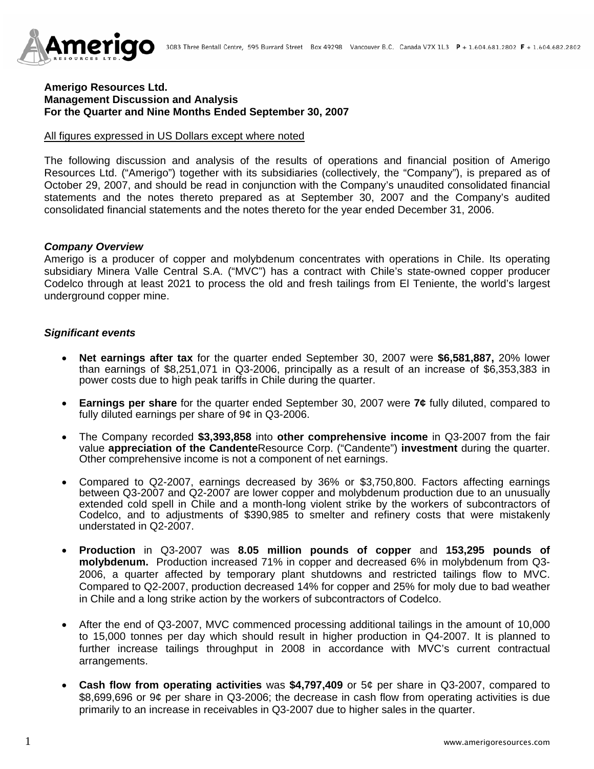**Amerigo Resources Ltd.**
**Management Discussion and Analysis**
**For the Quarter and Nine Months Ended September 30, 2007**

All figures expressed in US Dollars except where noted

The following discussion and analysis of the results of operations and financial position of Amerigo Resources Ltd. ("Amerigo") together with its subsidiaries (collectively, the "Company"), is prepared as of October 29, 2007, and should be read in conjunction with the Company's unaudited consolidated financial statements and the notes thereto prepared as at September 30, 2007 and the Company's audited consolidated financial statements and the notes thereto for the year ended December 31, 2006.

***Company Overview***

Amerigo is a producer of copper and molybdenum concentrates with operations in Chile. Its operating subsidiary Minera Valle Central S.A. ("MVC") has a contract with Chile's state-owned copper producer Codelco through at least 2021 to process the old and fresh tailings from El Teniente, the world's largest underground copper mine.

***Significant events***

- **Net earnings after tax** for the quarter ended September 30, 2007 were **$6,581,887,** 20% lower than earnings of $8,251,071 in Q3-2006, principally as a result of an increase of $6,353,383 in power costs due to high peak tariffs in Chile during the quarter.
- **Earnings per share** for the quarter ended September 30, 2007 were **7¢** fully diluted, compared to fully diluted earnings per share of 9¢ in Q3-2006.
- The Company recorded **$3,393,858** into **other comprehensive income** in Q3-2007 from the fair value **appreciation of the Candente**Resource Corp. ("Candente") **investment** during the quarter. Other comprehensive income is not a component of net earnings.
- Compared to Q2-2007, earnings decreased by 36% or $3,750,800. Factors affecting earnings between Q3-2007 and Q2-2007 are lower copper and molybdenum production due to an unusually extended cold spell in Chile and a month-long violent strike by the workers of subcontractors of Codelco, and to adjustments of $390,985 to smelter and refinery costs that were mistakenly understated in Q2-2007.
- **Production** in Q3-2007 was **8.05 million pounds of copper** and **153,295 pounds of molybdenum.** Production increased 71% in copper and decreased 6% in molybdenum from Q3-2006, a quarter affected by temporary plant shutdowns and restricted tailings flow to MVC. Compared to Q2-2007, production decreased 14% for copper and 25% for moly due to bad weather in Chile and a long strike action by the workers of subcontractors of Codelco.
- After the end of Q3-2007, MVC commenced processing additional tailings in the amount of 10,000 to 15,000 tonnes per day which should result in higher production in Q4-2007. It is planned to further increase tailings throughput in 2008 in accordance with MVC's current contractual arrangements.
- **Cash flow from operating activities** was **$4,797,409** or 5¢ per share in Q3-2007, compared to $8,699,696 or 9¢ per share in Q3-2006; the decrease in cash flow from operating activities is due primarily to an increase in receivables in Q3-2007 due to higher sales in the quarter.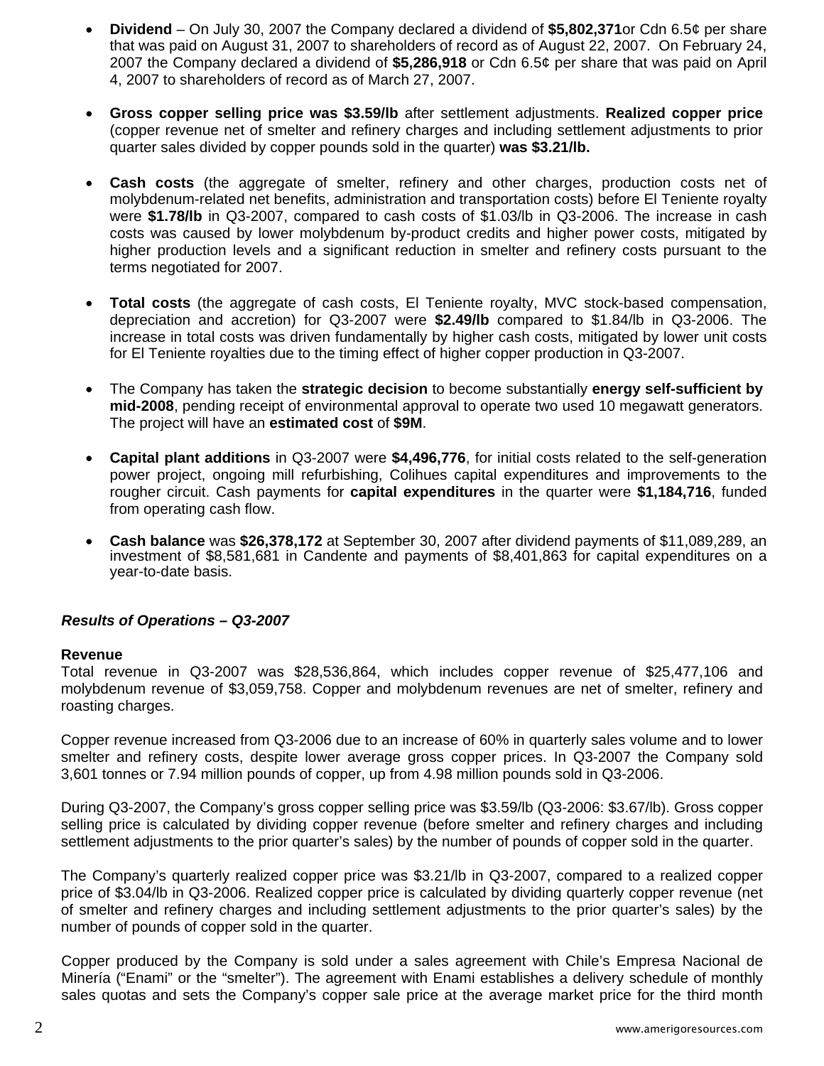- **Dividend** – On July 30, 2007 the Company declared a dividend of **$5,802,371**or Cdn 6.5¢ per share that was paid on August 31, 2007 to shareholders of record as of August 22, 2007. On February 24, 2007 the Company declared a dividend of **$5,286,918** or Cdn 6.5¢ per share that was paid on April 4, 2007 to shareholders of record as of March 27, 2007.

- **Gross copper selling price was $3.59/lb** after settlement adjustments. **Realized copper price** (copper revenue net of smelter and refinery charges and including settlement adjustments to prior quarter sales divided by copper pounds sold in the quarter) **was $3.21/lb.**

- **Cash costs** (the aggregate of smelter, refinery and other charges, production costs net of molybdenum-related net benefits, administration and transportation costs) before El Teniente royalty were **$1.78/lb** in Q3-2007, compared to cash costs of $1.03/lb in Q3-2006. The increase in cash costs was caused by lower molybdenum by-product credits and higher power costs, mitigated by higher production levels and a significant reduction in smelter and refinery costs pursuant to the terms negotiated for 2007.

- **Total costs** (the aggregate of cash costs, El Teniente royalty, MVC stock-based compensation, depreciation and accretion) for Q3-2007 were **$2.49/lb** compared to $1.84/lb in Q3-2006. The increase in total costs was driven fundamentally by higher cash costs, mitigated by lower unit costs for El Teniente royalties due to the timing effect of higher copper production in Q3-2007.

- The Company has taken the **strategic decision** to become substantially **energy self-sufficient by mid-2008**, pending receipt of environmental approval to operate two used 10 megawatt generators. The project will have an **estimated cost** of **$9M**.

- **Capital plant additions** in Q3-2007 were **$4,496,776**, for initial costs related to the self-generation power project, ongoing mill refurbishing, Colihues capital expenditures and improvements to the rougher circuit. Cash payments for **capital expenditures** in the quarter were **$1,184,716**, funded from operating cash flow.

- **Cash balance** was **$26,378,172** at September 30, 2007 after dividend payments of $11,089,289, an investment of $8,581,681 in Candente and payments of $8,401,863 for capital expenditures on a year-to-date basis.

### *Results of Operations – Q3-2007*

**Revenue**

Total revenue in Q3-2007 was $28,536,864, which includes copper revenue of $25,477,106 and molybdenum revenue of $3,059,758. Copper and molybdenum revenues are net of smelter, refinery and roasting charges.

Copper revenue increased from Q3-2006 due to an increase of 60% in quarterly sales volume and to lower smelter and refinery costs, despite lower average gross copper prices. In Q3-2007 the Company sold 3,601 tonnes or 7.94 million pounds of copper, up from 4.98 million pounds sold in Q3-2006.

During Q3-2007, the Company's gross copper selling price was $3.59/lb (Q3-2006: $3.67/lb). Gross copper selling price is calculated by dividing copper revenue (before smelter and refinery charges and including settlement adjustments to the prior quarter's sales) by the number of pounds of copper sold in the quarter.

The Company's quarterly realized copper price was $3.21/lb in Q3-2007, compared to a realized copper price of $3.04/lb in Q3-2006. Realized copper price is calculated by dividing quarterly copper revenue (net of smelter and refinery charges and including settlement adjustments to the prior quarter's sales) by the number of pounds of copper sold in the quarter.

Copper produced by the Company is sold under a sales agreement with Chile's Empresa Nacional de Minería ("Enami" or the "smelter"). The agreement with Enami establishes a delivery schedule of monthly sales quotas and sets the Company's copper sale price at the average market price for the third month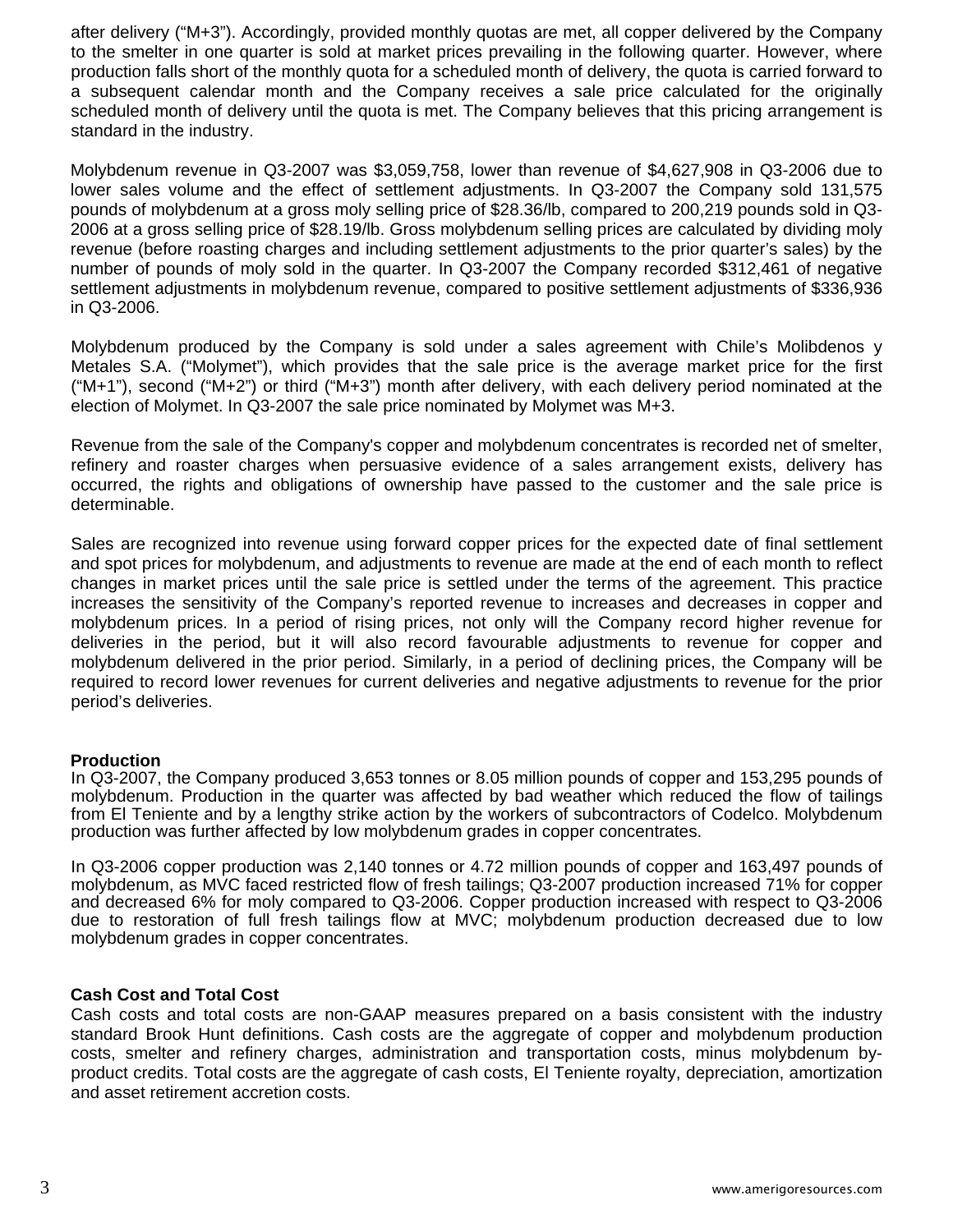after delivery (“M+3”). Accordingly, provided monthly quotas are met, all copper delivered by the Company to the smelter in one quarter is sold at market prices prevailing in the following quarter. However, where production falls short of the monthly quota for a scheduled month of delivery, the quota is carried forward to a subsequent calendar month and the Company receives a sale price calculated for the originally scheduled month of delivery until the quota is met. The Company believes that this pricing arrangement is standard in the industry.

Molybdenum revenue in Q3-2007 was $3,059,758, lower than revenue of $4,627,908 in Q3-2006 due to lower sales volume and the effect of settlement adjustments. In Q3-2007 the Company sold 131,575 pounds of molybdenum at a gross moly selling price of $28.36/lb, compared to 200,219 pounds sold in Q3-2006 at a gross selling price of $28.19/lb. Gross molybdenum selling prices are calculated by dividing moly revenue (before roasting charges and including settlement adjustments to the prior quarter’s sales) by the number of pounds of moly sold in the quarter. In Q3-2007 the Company recorded $312,461 of negative settlement adjustments in molybdenum revenue, compared to positive settlement adjustments of $336,936 in Q3-2006.

Molybdenum produced by the Company is sold under a sales agreement with Chile’s Molibdenos y Metales S.A. (“Molymet”), which provides that the sale price is the average market price for the first (“M+1”), second (“M+2”) or third (“M+3”) month after delivery, with each delivery period nominated at the election of Molymet. In Q3-2007 the sale price nominated by Molymet was M+3.

Revenue from the sale of the Company's copper and molybdenum concentrates is recorded net of smelter, refinery and roaster charges when persuasive evidence of a sales arrangement exists, delivery has occurred, the rights and obligations of ownership have passed to the customer and the sale price is determinable.

Sales are recognized into revenue using forward copper prices for the expected date of final settlement and spot prices for molybdenum, and adjustments to revenue are made at the end of each month to reflect changes in market prices until the sale price is settled under the terms of the agreement. This practice increases the sensitivity of the Company’s reported revenue to increases and decreases in copper and molybdenum prices. In a period of rising prices, not only will the Company record higher revenue for deliveries in the period, but it will also record favourable adjustments to revenue for copper and molybdenum delivered in the prior period. Similarly, in a period of declining prices, the Company will be required to record lower revenues for current deliveries and negative adjustments to revenue for the prior period’s deliveries.

**Production**

In Q3-2007, the Company produced 3,653 tonnes or 8.05 million pounds of copper and 153,295 pounds of molybdenum. Production in the quarter was affected by bad weather which reduced the flow of tailings from El Teniente and by a lengthy strike action by the workers of subcontractors of Codelco. Molybdenum production was further affected by low molybdenum grades in copper concentrates.

In Q3-2006 copper production was 2,140 tonnes or 4.72 million pounds of copper and 163,497 pounds of molybdenum, as MVC faced restricted flow of fresh tailings; Q3-2007 production increased 71% for copper and decreased 6% for moly compared to Q3-2006. Copper production increased with respect to Q3-2006 due to restoration of full fresh tailings flow at MVC; molybdenum production decreased due to low molybdenum grades in copper concentrates.

**Cash Cost and Total Cost**

Cash costs and total costs are non-GAAP measures prepared on a basis consistent with the industry standard Brook Hunt definitions. Cash costs are the aggregate of copper and molybdenum production costs, smelter and refinery charges, administration and transportation costs, minus molybdenum by-product credits. Total costs are the aggregate of cash costs, El Teniente royalty, depreciation, amortization and asset retirement accretion costs.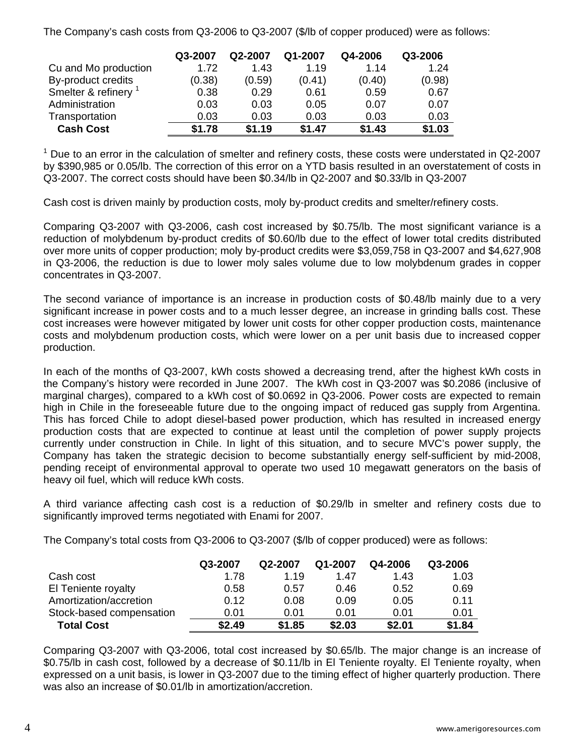The Company's cash costs from Q3-2006 to Q3-2007 ($/lb of copper produced) were as follows:

| | Q3-2007 | Q2-2007 | Q1-2007 | Q4-2006 | Q3-2006 |
|---|---|---|---|---|---|
| Cu and Mo production | 1.72 | 1.43 | 1.19 | 1.14 | 1.24 |
| By-product credits | (0.38) | (0.59) | (0.41) | (0.40) | (0.98) |
| Smelter & refinery [1] | 0.38 | 0.29 | 0.61 | 0.59 | 0.67 |
| Administration | 0.03 | 0.03 | 0.05 | 0.07 | 0.07 |
| Transportation | 0.03 | 0.03 | 0.03 | 0.03 | 0.03 |
| **Cash Cost** | **$1.78** | **$1.19** | **$1.47** | **$1.43** | **$1.03** |

[1] Due to an error in the calculation of smelter and refinery costs, these costs were understated in Q2-2007 by $390,985 or 0.05/lb. The correction of this error on a YTD basis resulted in an overstatement of costs in Q3-2007. The correct costs should have been $0.34/lb in Q2-2007 and $0.33/lb in Q3-2007

Cash cost is driven mainly by production costs, moly by-product credits and smelter/refinery costs.

Comparing Q3-2007 with Q3-2006, cash cost increased by $0.75/lb. The most significant variance is a reduction of molybdenum by-product credits of $0.60/lb due to the effect of lower total credits distributed over more units of copper production; moly by-product credits were $3,059,758 in Q3-2007 and $4,627,908 in Q3-2006, the reduction is due to lower moly sales volume due to low molybdenum grades in copper concentrates in Q3-2007.

The second variance of importance is an increase in production costs of $0.48/lb mainly due to a very significant increase in power costs and to a much lesser degree, an increase in grinding balls cost. These cost increases were however mitigated by lower unit costs for other copper production costs, maintenance costs and molybdenum production costs, which were lower on a per unit basis due to increased copper production.

In each of the months of Q3-2007, kWh costs showed a decreasing trend, after the highest kWh costs in the Company's history were recorded in June 2007. The kWh cost in Q3-2007 was $0.2086 (inclusive of marginal charges), compared to a kWh cost of $0.0692 in Q3-2006. Power costs are expected to remain high in Chile in the foreseeable future due to the ongoing impact of reduced gas supply from Argentina. This has forced Chile to adopt diesel-based power production, which has resulted in increased energy production costs that are expected to continue at least until the completion of power supply projects currently under construction in Chile. In light of this situation, and to secure MVC's power supply, the Company has taken the strategic decision to become substantially energy self-sufficient by mid-2008, pending receipt of environmental approval to operate two used 10 megawatt generators on the basis of heavy oil fuel, which will reduce kWh costs.

A third variance affecting cash cost is a reduction of $0.29/lb in smelter and refinery costs due to significantly improved terms negotiated with Enami for 2007.

The Company's total costs from Q3-2006 to Q3-2007 ($/lb of copper produced) were as follows:

| | Q3-2007 | Q2-2007 | Q1-2007 | Q4-2006 | Q3-2006 |
|---|---|---|---|---|---|
| Cash cost | 1.78 | 1.19 | 1.47 | 1.43 | 1.03 |
| El Teniente royalty | 0.58 | 0.57 | 0.46 | 0.52 | 0.69 |
| Amortization/accretion | 0.12 | 0.08 | 0.09 | 0.05 | 0.11 |
| Stock-based compensation | 0.01 | 0.01 | 0.01 | 0.01 | 0.01 |
| **Total Cost** | **$2.49** | **$1.85** | **$2.03** | **$2.01** | **$1.84** |

Comparing Q3-2007 with Q3-2006, total cost increased by $0.65/lb. The major change is an increase of $0.75/lb in cash cost, followed by a decrease of $0.11/lb in El Teniente royalty. El Teniente royalty, when expressed on a unit basis, is lower in Q3-2007 due to the timing effect of higher quarterly production. There was also an increase of $0.01/lb in amortization/accretion.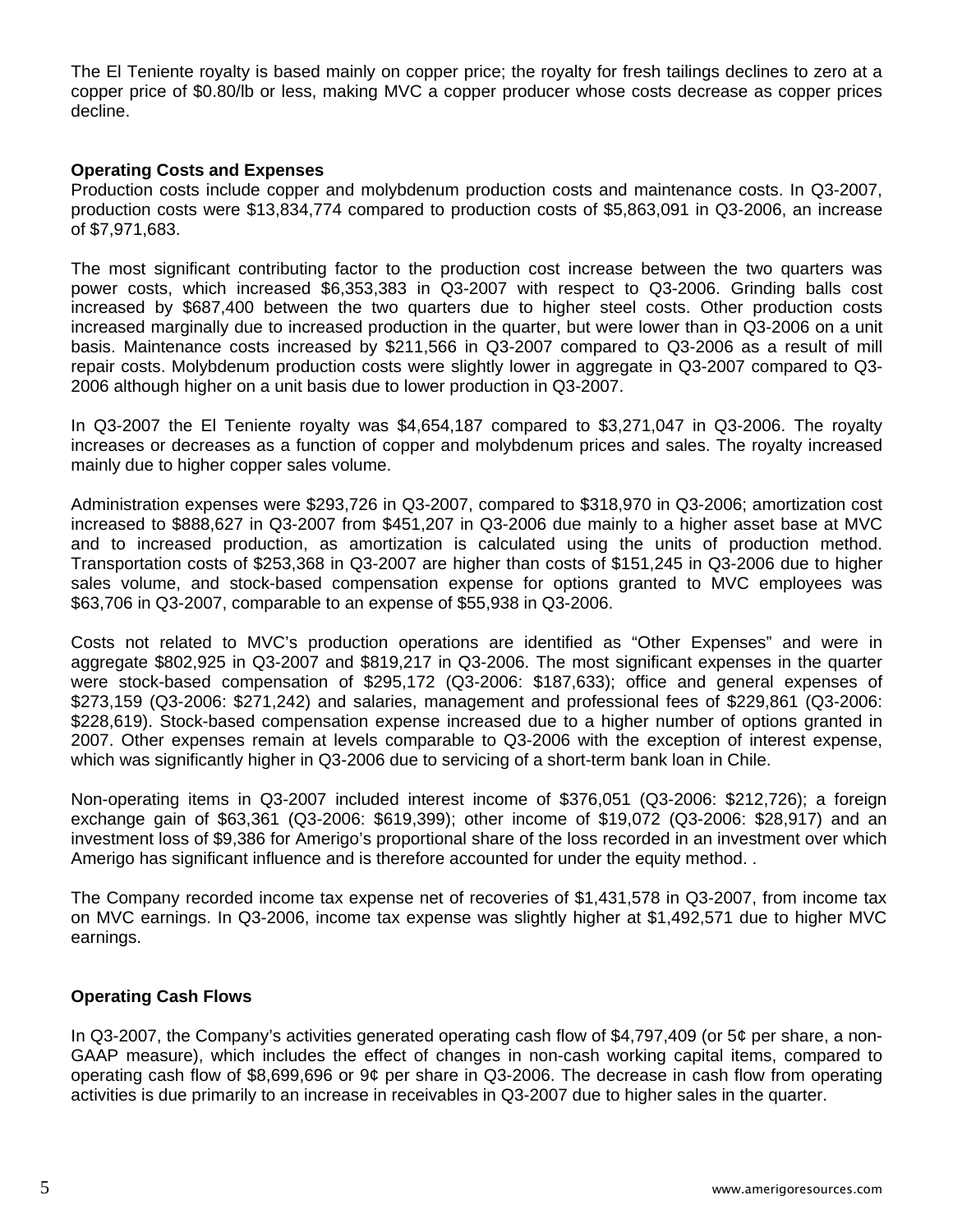The El Teniente royalty is based mainly on copper price; the royalty for fresh tailings declines to zero at a copper price of $0.80/lb or less, making MVC a copper producer whose costs decrease as copper prices decline.

**Operating Costs and Expenses**

Production costs include copper and molybdenum production costs and maintenance costs. In Q3-2007, production costs were $13,834,774 compared to production costs of $5,863,091 in Q3-2006, an increase of $7,971,683.

The most significant contributing factor to the production cost increase between the two quarters was power costs, which increased $6,353,383 in Q3-2007 with respect to Q3-2006. Grinding balls cost increased by $687,400 between the two quarters due to higher steel costs. Other production costs increased marginally due to increased production in the quarter, but were lower than in Q3-2006 on a unit basis. Maintenance costs increased by $211,566 in Q3-2007 compared to Q3-2006 as a result of mill repair costs. Molybdenum production costs were slightly lower in aggregate in Q3-2007 compared to Q3-2006 although higher on a unit basis due to lower production in Q3-2007.

In Q3-2007 the El Teniente royalty was $4,654,187 compared to $3,271,047 in Q3-2006. The royalty increases or decreases as a function of copper and molybdenum prices and sales. The royalty increased mainly due to higher copper sales volume.

Administration expenses were $293,726 in Q3-2007, compared to $318,970 in Q3-2006; amortization cost increased to $888,627 in Q3-2007 from $451,207 in Q3-2006 due mainly to a higher asset base at MVC and to increased production, as amortization is calculated using the units of production method. Transportation costs of $253,368 in Q3-2007 are higher than costs of $151,245 in Q3-2006 due to higher sales volume, and stock-based compensation expense for options granted to MVC employees was $63,706 in Q3-2007, comparable to an expense of $55,938 in Q3-2006.

Costs not related to MVC's production operations are identified as "Other Expenses" and were in aggregate $802,925 in Q3-2007 and $819,217 in Q3-2006. The most significant expenses in the quarter were stock-based compensation of $295,172 (Q3-2006: $187,633); office and general expenses of $273,159 (Q3-2006: $271,242) and salaries, management and professional fees of $229,861 (Q3-2006: $228,619). Stock-based compensation expense increased due to a higher number of options granted in 2007. Other expenses remain at levels comparable to Q3-2006 with the exception of interest expense, which was significantly higher in Q3-2006 due to servicing of a short-term bank loan in Chile.

Non-operating items in Q3-2007 included interest income of $376,051 (Q3-2006: $212,726); a foreign exchange gain of $63,361 (Q3-2006: $619,399); other income of $19,072 (Q3-2006: $28,917) and an investment loss of $9,386 for Amerigo's proportional share of the loss recorded in an investment over which Amerigo has significant influence and is therefore accounted for under the equity method. .

The Company recorded income tax expense net of recoveries of $1,431,578 in Q3-2007, from income tax on MVC earnings. In Q3-2006, income tax expense was slightly higher at $1,492,571 due to higher MVC earnings.

**Operating Cash Flows**

In Q3-2007, the Company's activities generated operating cash flow of $4,797,409 (or 5¢ per share, a non-GAAP measure), which includes the effect of changes in non-cash working capital items, compared to operating cash flow of $8,699,696 or 9¢ per share in Q3-2006. The decrease in cash flow from operating activities is due primarily to an increase in receivables in Q3-2007 due to higher sales in the quarter.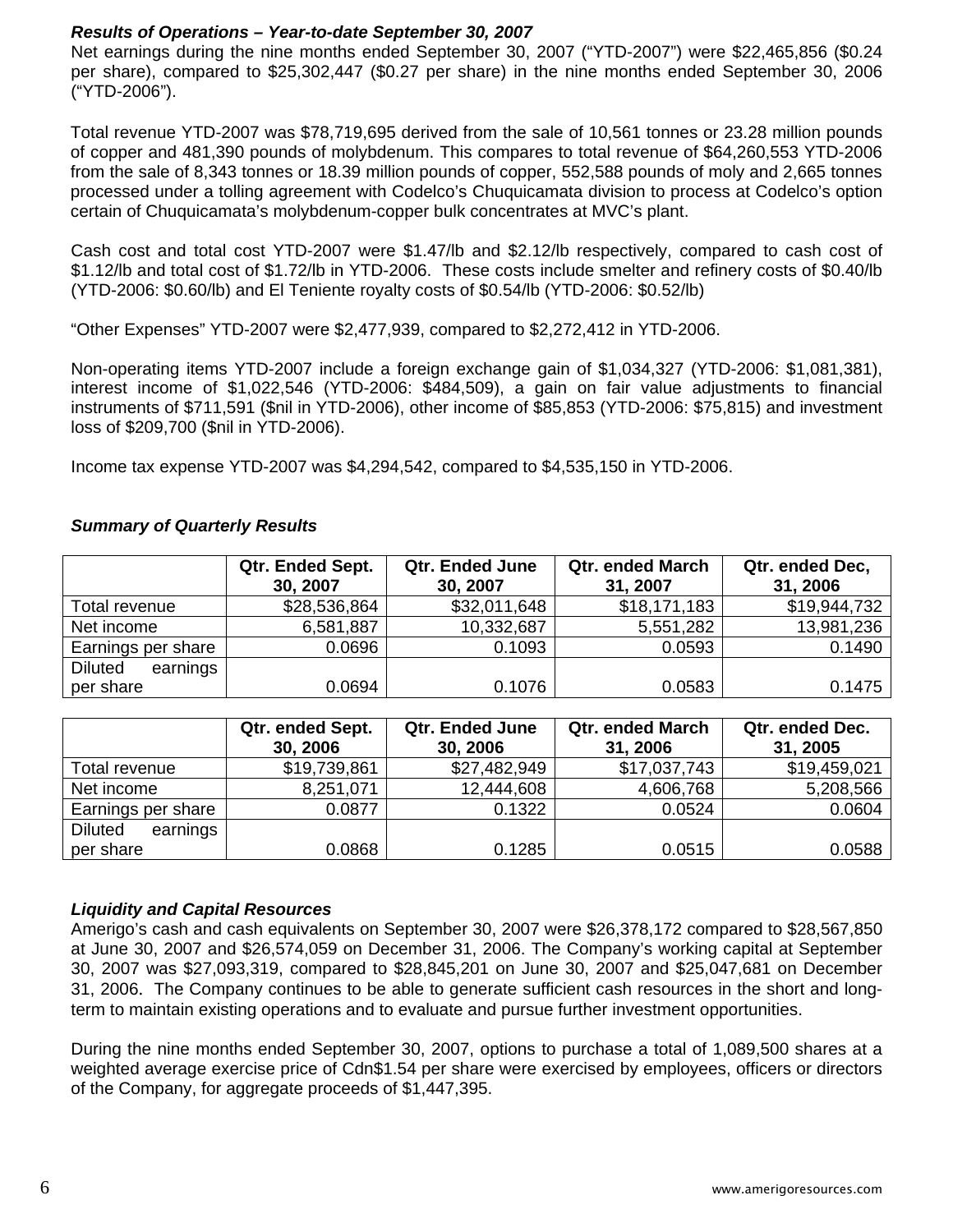### *Results of Operations – Year-to-date September 30, 2007*

Net earnings during the nine months ended September 30, 2007 ("YTD-2007") were $22,465,856 ($0.24 per share), compared to $25,302,447 ($0.27 per share) in the nine months ended September 30, 2006 ("YTD-2006").

Total revenue YTD-2007 was $78,719,695 derived from the sale of 10,561 tonnes or 23.28 million pounds of copper and 481,390 pounds of molybdenum. This compares to total revenue of $64,260,553 YTD-2006 from the sale of 8,343 tonnes or 18.39 million pounds of copper, 552,588 pounds of moly and 2,665 tonnes processed under a tolling agreement with Codelco's Chuquicamata division to process at Codelco's option certain of Chuquicamata's molybdenum-copper bulk concentrates at MVC's plant.

Cash cost and total cost YTD-2007 were $1.47/lb and $2.12/lb respectively, compared to cash cost of $1.12/lb and total cost of $1.72/lb in YTD-2006. These costs include smelter and refinery costs of $0.40/lb (YTD-2006: $0.60/lb) and El Teniente royalty costs of $0.54/lb (YTD-2006: $0.52/lb)

"Other Expenses" YTD-2007 were $2,477,939, compared to $2,272,412 in YTD-2006.

Non-operating items YTD-2007 include a foreign exchange gain of $1,034,327 (YTD-2006: $1,081,381), interest income of $1,022,546 (YTD-2006: $484,509), a gain on fair value adjustments to financial instruments of $711,591 ($nil in YTD-2006), other income of $85,853 (YTD-2006: $75,815) and investment loss of $209,700 ($nil in YTD-2006).

Income tax expense YTD-2007 was $4,294,542, compared to $4,535,150 in YTD-2006.

### *Summary of Quarterly Results*

| | Qtr. Ended Sept. 30, 2007 | Qtr. Ended June 30, 2007 | Qtr. ended March 31, 2007 | Qtr. ended Dec, 31, 2006 |
|---|---|---|---|---|
| Total revenue | $28,536,864 | $32,011,648 | $18,171,183 | $19,944,732 |
| Net income | 6,581,887 | 10,332,687 | 5,551,282 | 13,981,236 |
| Earnings per share | 0.0696 | 0.1093 | 0.0593 | 0.1490 |
| Diluted earnings per share | 0.0694 | 0.1076 | 0.0583 | 0.1475 |

| | Qtr. ended Sept. 30, 2006 | Qtr. Ended June 30, 2006 | Qtr. ended March 31, 2006 | Qtr. ended Dec. 31, 2005 |
|---|---|---|---|---|
| Total revenue | $19,739,861 | $27,482,949 | $17,037,743 | $19,459,021 |
| Net income | 8,251,071 | 12,444,608 | 4,606,768 | 5,208,566 |
| Earnings per share | 0.0877 | 0.1322 | 0.0524 | 0.0604 |
| Diluted earnings per share | 0.0868 | 0.1285 | 0.0515 | 0.0588 |

### *Liquidity and Capital Resources*

Amerigo's cash and cash equivalents on September 30, 2007 were $26,378,172 compared to $28,567,850 at June 30, 2007 and $26,574,059 on December 31, 2006. The Company's working capital at September 30, 2007 was $27,093,319, compared to $28,845,201 on June 30, 2007 and $25,047,681 on December 31, 2006. The Company continues to be able to generate sufficient cash resources in the short and long-term to maintain existing operations and to evaluate and pursue further investment opportunities.

During the nine months ended September 30, 2007, options to purchase a total of 1,089,500 shares at a weighted average exercise price of Cdn$1.54 per share were exercised by employees, officers or directors of the Company, for aggregate proceeds of $1,447,395.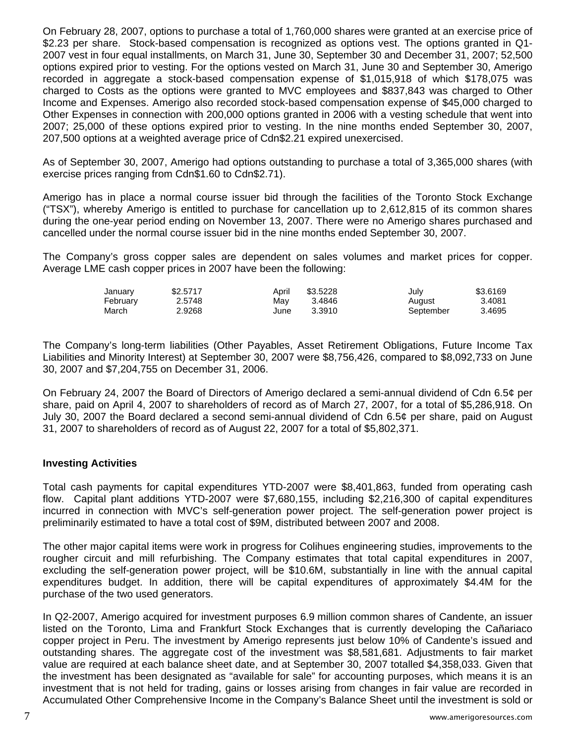On February 28, 2007, options to purchase a total of 1,760,000 shares were granted at an exercise price of $2.23 per share. Stock-based compensation is recognized as options vest. The options granted in Q1-2007 vest in four equal installments, on March 31, June 30, September 30 and December 31, 2007; 52,500 options expired prior to vesting. For the options vested on March 31, June 30 and September 30, Amerigo recorded in aggregate a stock-based compensation expense of $1,015,918 of which $178,075 was charged to Costs as the options were granted to MVC employees and $837,843 was charged to Other Income and Expenses. Amerigo also recorded stock-based compensation expense of $45,000 charged to Other Expenses in connection with 200,000 options granted in 2006 with a vesting schedule that went into 2007; 25,000 of these options expired prior to vesting. In the nine months ended September 30, 2007, 207,500 options at a weighted average price of Cdn$2.21 expired unexercised.

As of September 30, 2007, Amerigo had options outstanding to purchase a total of 3,365,000 shares (with exercise prices ranging from Cdn$1.60 to Cdn$2.71).

Amerigo has in place a normal course issuer bid through the facilities of the Toronto Stock Exchange ("TSX"), whereby Amerigo is entitled to purchase for cancellation up to 2,612,815 of its common shares during the one-year period ending on November 13, 2007. There were no Amerigo shares purchased and cancelled under the normal course issuer bid in the nine months ended September 30, 2007.

The Company's gross copper sales are dependent on sales volumes and market prices for copper. Average LME cash copper prices in 2007 have been the following:

| | | | | | |
|---|---|---|---|---|---|
| January | $2.5717 | April | $3.5228 | July | $3.6169 |
| February | 2.5748 | May | 3.4846 | August | 3.4081 |
| March | 2.9268 | June | 3.3910 | September | 3.4695 |

The Company's long-term liabilities (Other Payables, Asset Retirement Obligations, Future Income Tax Liabilities and Minority Interest) at September 30, 2007 were $8,756,426, compared to $8,092,733 on June 30, 2007 and $7,204,755 on December 31, 2006.

On February 24, 2007 the Board of Directors of Amerigo declared a semi-annual dividend of Cdn 6.5¢ per share, paid on April 4, 2007 to shareholders of record as of March 27, 2007, for a total of $5,286,918. On July 30, 2007 the Board declared a second semi-annual dividend of Cdn 6.5¢ per share, paid on August 31, 2007 to shareholders of record as of August 22, 2007 for a total of $5,802,371.

**Investing Activities**

Total cash payments for capital expenditures YTD-2007 were $8,401,863, funded from operating cash flow. Capital plant additions YTD-2007 were $7,680,155, including $2,216,300 of capital expenditures incurred in connection with MVC's self-generation power project. The self-generation power project is preliminarily estimated to have a total cost of $9M, distributed between 2007 and 2008.

The other major capital items were work in progress for Colihues engineering studies, improvements to the rougher circuit and mill refurbishing. The Company estimates that total capital expenditures in 2007, excluding the self-generation power project, will be $10.6M, substantially in line with the annual capital expenditures budget. In addition, there will be capital expenditures of approximately $4.4M for the purchase of the two used generators.

In Q2-2007, Amerigo acquired for investment purposes 6.9 million common shares of Candente, an issuer listed on the Toronto, Lima and Frankfurt Stock Exchanges that is currently developing the Cañariaco copper project in Peru. The investment by Amerigo represents just below 10% of Candente's issued and outstanding shares. The aggregate cost of the investment was $8,581,681. Adjustments to fair market value are required at each balance sheet date, and at September 30, 2007 totalled $4,358,033. Given that the investment has been designated as "available for sale" for accounting purposes, which means it is an investment that is not held for trading, gains or losses arising from changes in fair value are recorded in Accumulated Other Comprehensive Income in the Company's Balance Sheet until the investment is sold or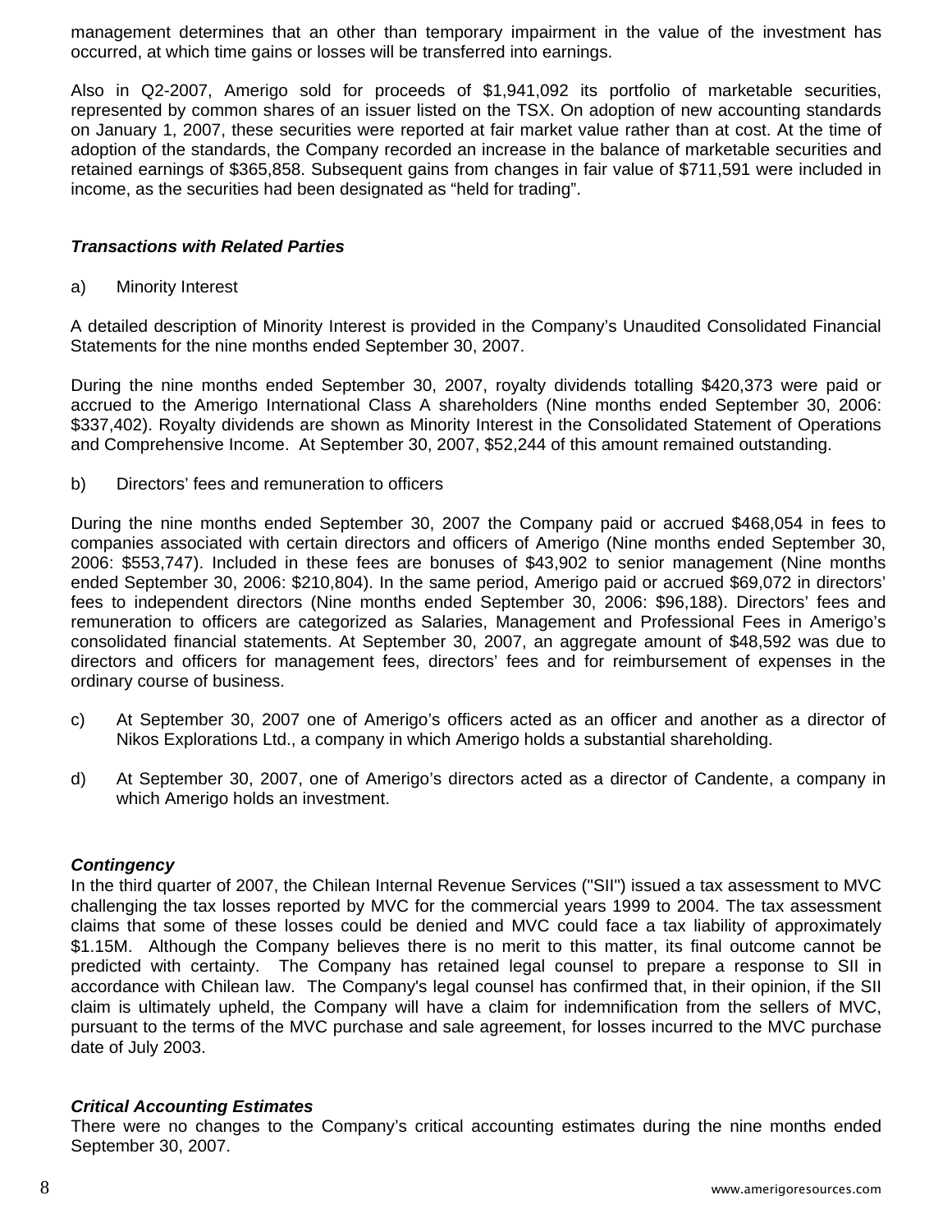management determines that an other than temporary impairment in the value of the investment has occurred, at which time gains or losses will be transferred into earnings.

Also in Q2-2007, Amerigo sold for proceeds of $1,941,092 its portfolio of marketable securities, represented by common shares of an issuer listed on the TSX. On adoption of new accounting standards on January 1, 2007, these securities were reported at fair market value rather than at cost. At the time of adoption of the standards, the Company recorded an increase in the balance of marketable securities and retained earnings of $365,858. Subsequent gains from changes in fair value of $711,591 were included in income, as the securities had been designated as "held for trading".

***Transactions with Related Parties***

a) Minority Interest

A detailed description of Minority Interest is provided in the Company's Unaudited Consolidated Financial Statements for the nine months ended September 30, 2007.

During the nine months ended September 30, 2007, royalty dividends totalling $420,373 were paid or accrued to the Amerigo International Class A shareholders (Nine months ended September 30, 2006: $337,402). Royalty dividends are shown as Minority Interest in the Consolidated Statement of Operations and Comprehensive Income. At September 30, 2007, $52,244 of this amount remained outstanding.

b) Directors' fees and remuneration to officers

During the nine months ended September 30, 2007 the Company paid or accrued $468,054 in fees to companies associated with certain directors and officers of Amerigo (Nine months ended September 30, 2006: $553,747). Included in these fees are bonuses of $43,902 to senior management (Nine months ended September 30, 2006: $210,804). In the same period, Amerigo paid or accrued $69,072 in directors' fees to independent directors (Nine months ended September 30, 2006: $96,188). Directors' fees and remuneration to officers are categorized as Salaries, Management and Professional Fees in Amerigo's consolidated financial statements. At September 30, 2007, an aggregate amount of $48,592 was due to directors and officers for management fees, directors' fees and for reimbursement of expenses in the ordinary course of business.

c) At September 30, 2007 one of Amerigo's officers acted as an officer and another as a director of Nikos Explorations Ltd., a company in which Amerigo holds a substantial shareholding.

d) At September 30, 2007, one of Amerigo's directors acted as a director of Candente, a company in which Amerigo holds an investment.

***Contingency***

In the third quarter of 2007, the Chilean Internal Revenue Services ("SII") issued a tax assessment to MVC challenging the tax losses reported by MVC for the commercial years 1999 to 2004. The tax assessment claims that some of these losses could be denied and MVC could face a tax liability of approximately $1.15M. Although the Company believes there is no merit to this matter, its final outcome cannot be predicted with certainty. The Company has retained legal counsel to prepare a response to SII in accordance with Chilean law. The Company's legal counsel has confirmed that, in their opinion, if the SII claim is ultimately upheld, the Company will have a claim for indemnification from the sellers of MVC, pursuant to the terms of the MVC purchase and sale agreement, for losses incurred to the MVC purchase date of July 2003.

***Critical Accounting Estimates***

There were no changes to the Company's critical accounting estimates during the nine months ended September 30, 2007.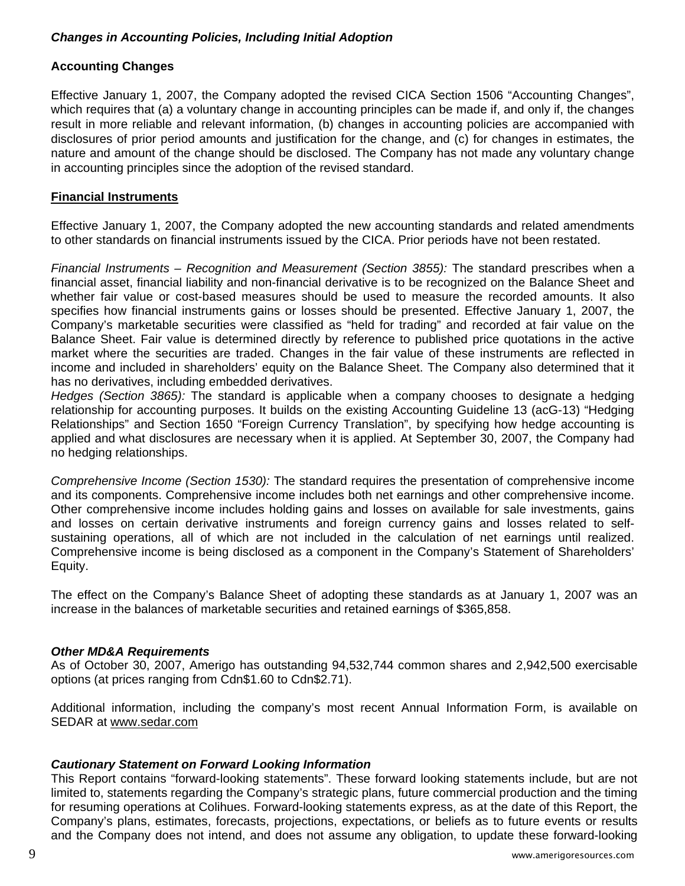### *Changes in Accounting Policies, Including Initial Adoption*

**Accounting Changes**

Effective January 1, 2007, the Company adopted the revised CICA Section 1506 "Accounting Changes", which requires that (a) a voluntary change in accounting principles can be made if, and only if, the changes result in more reliable and relevant information, (b) changes in accounting policies are accompanied with disclosures of prior period amounts and justification for the change, and (c) for changes in estimates, the nature and amount of the change should be disclosed. The Company has not made any voluntary change in accounting principles since the adoption of the revised standard.

**Financial Instruments**

Effective January 1, 2007, the Company adopted the new accounting standards and related amendments to other standards on financial instruments issued by the CICA. Prior periods have not been restated.

*Financial Instruments – Recognition and Measurement (Section 3855):* The standard prescribes when a financial asset, financial liability and non-financial derivative is to be recognized on the Balance Sheet and whether fair value or cost-based measures should be used to measure the recorded amounts. It also specifies how financial instruments gains or losses should be presented. Effective January 1, 2007, the Company's marketable securities were classified as "held for trading" and recorded at fair value on the Balance Sheet. Fair value is determined directly by reference to published price quotations in the active market where the securities are traded. Changes in the fair value of these instruments are reflected in income and included in shareholders' equity on the Balance Sheet. The Company also determined that it has no derivatives, including embedded derivatives.
*Hedges (Section 3865):* The standard is applicable when a company chooses to designate a hedging relationship for accounting purposes. It builds on the existing Accounting Guideline 13 (acG-13) "Hedging Relationships" and Section 1650 "Foreign Currency Translation", by specifying how hedge accounting is applied and what disclosures are necessary when it is applied. At September 30, 2007, the Company had no hedging relationships.

*Comprehensive Income (Section 1530):* The standard requires the presentation of comprehensive income and its components. Comprehensive income includes both net earnings and other comprehensive income. Other comprehensive income includes holding gains and losses on available for sale investments, gains and losses on certain derivative instruments and foreign currency gains and losses related to self-sustaining operations, all of which are not included in the calculation of net earnings until realized. Comprehensive income is being disclosed as a component in the Company's Statement of Shareholders' Equity.

The effect on the Company's Balance Sheet of adopting these standards as at January 1, 2007 was an increase in the balances of marketable securities and retained earnings of $365,858.

### *Other MD&A Requirements*

As of October 30, 2007, Amerigo has outstanding 94,532,744 common shares and 2,942,500 exercisable options (at prices ranging from Cdn$1.60 to Cdn$2.71).

Additional information, including the company's most recent Annual Information Form, is available on SEDAR at www.sedar.com

### *Cautionary Statement on Forward Looking Information*

This Report contains "forward-looking statements". These forward looking statements include, but are not limited to, statements regarding the Company's strategic plans, future commercial production and the timing for resuming operations at Colihues. Forward-looking statements express, as at the date of this Report, the Company's plans, estimates, forecasts, projections, expectations, or beliefs as to future events or results and the Company does not intend, and does not assume any obligation, to update these forward-looking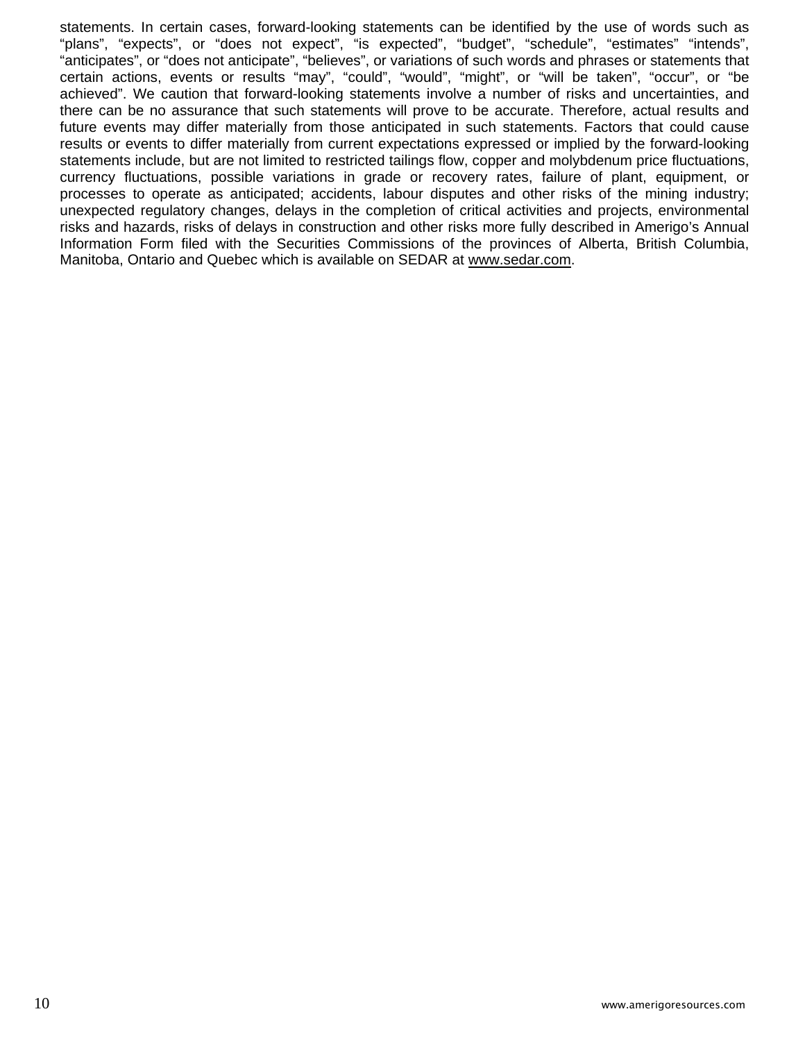statements. In certain cases, forward-looking statements can be identified by the use of words such as "plans", "expects", or "does not expect", "is expected", "budget", "schedule", "estimates" "intends", "anticipates", or "does not anticipate", "believes", or variations of such words and phrases or statements that certain actions, events or results "may", "could", "would", "might", or "will be taken", "occur", or "be achieved". We caution that forward-looking statements involve a number of risks and uncertainties, and there can be no assurance that such statements will prove to be accurate. Therefore, actual results and future events may differ materially from those anticipated in such statements. Factors that could cause results or events to differ materially from current expectations expressed or implied by the forward-looking statements include, but are not limited to restricted tailings flow, copper and molybdenum price fluctuations, currency fluctuations, possible variations in grade or recovery rates, failure of plant, equipment, or processes to operate as anticipated; accidents, labour disputes and other risks of the mining industry; unexpected regulatory changes, delays in the completion of critical activities and projects, environmental risks and hazards, risks of delays in construction and other risks more fully described in Amerigo's Annual Information Form filed with the Securities Commissions of the provinces of Alberta, British Columbia, Manitoba, Ontario and Quebec which is available on SEDAR at www.sedar.com.